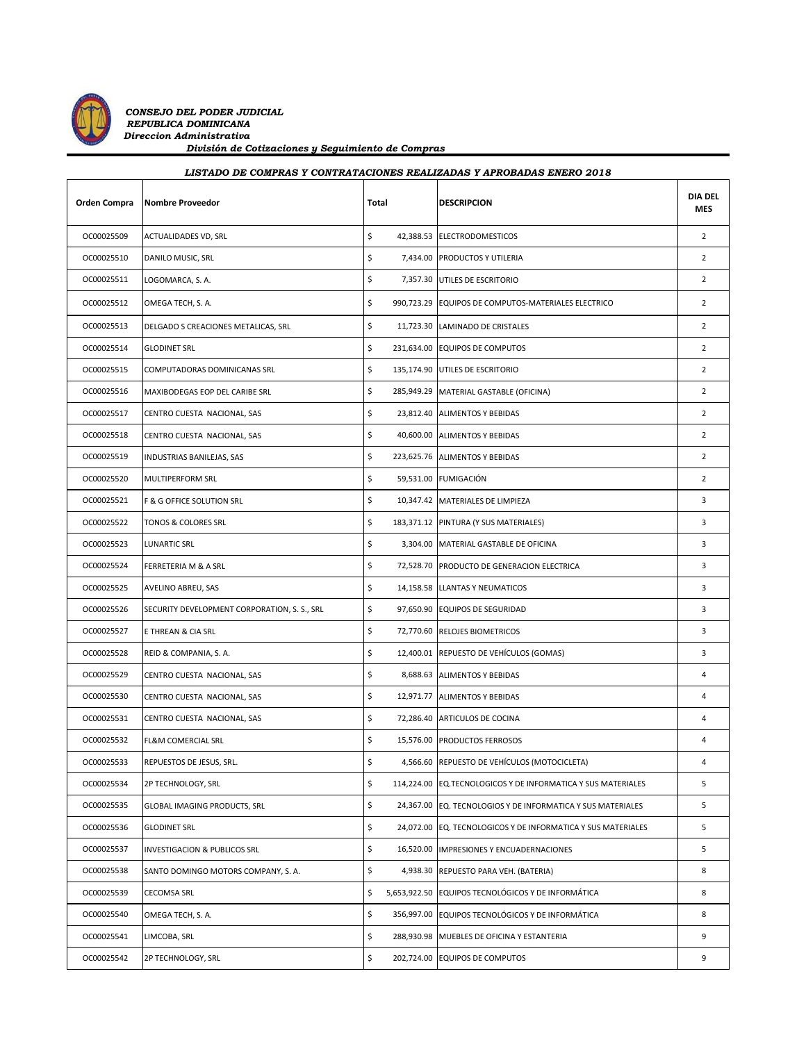***CONSEJO DEL PODER JUDICIAL***
***REPUBLICA DOMINICANA***
***Direccion Administrativa***
***División de Cotizaciones y Seguimiento de Compras***

***LISTADO DE COMPRAS Y CONTRATACIONES REALIZADAS Y APROBADAS ENERO 2018***

| Orden Compra | Nombre Proveedor | Total | DESCRIPCION | DIA DEL MES |
|---|---|---|---|---|
| OC00025509 | ACTUALIDADES VD, SRL | $ 42,388.53 | ELECTRODOMESTICOS | 2 |
| OC00025510 | DANILO MUSIC, SRL | $ 7,434.00 | PRODUCTOS Y UTILERIA | 2 |
| OC00025511 | LOGOMARCA, S. A. | $ 7,357.30 | UTILES DE ESCRITORIO | 2 |
| OC00025512 | OMEGA TECH, S. A. | $ 990,723.29 | EQUIPOS DE COMPUTOS-MATERIALES ELECTRICO | 2 |
| OC00025513 | DELGADO S CREACIONES METALICAS, SRL | $ 11,723.30 | LAMINADO DE CRISTALES | 2 |
| OC00025514 | GLODINET SRL | $ 231,634.00 | EQUIPOS DE COMPUTOS | 2 |
| OC00025515 | COMPUTADORAS DOMINICANAS SRL | $ 135,174.90 | UTILES DE ESCRITORIO | 2 |
| OC00025516 | MAXIBODEGAS EOP DEL CARIBE SRL | $ 285,949.29 | MATERIAL GASTABLE (OFICINA) | 2 |
| OC00025517 | CENTRO CUESTA NACIONAL, SAS | $ 23,812.40 | ALIMENTOS Y BEBIDAS | 2 |
| OC00025518 | CENTRO CUESTA NACIONAL, SAS | $ 40,600.00 | ALIMENTOS Y BEBIDAS | 2 |
| OC00025519 | INDUSTRIAS BANILEJAS, SAS | $ 223,625.76 | ALIMENTOS Y BEBIDAS | 2 |
| OC00025520 | MULTIPERFORM SRL | $ 59,531.00 | FUMIGACIÓN | 2 |
| OC00025521 | F & G OFFICE SOLUTION SRL | $ 10,347.42 | MATERIALES DE LIMPIEZA | 3 |
| OC00025522 | TONOS & COLORES SRL | $ 183,371.12 | PINTURA (Y SUS MATERIALES) | 3 |
| OC00025523 | LUNARTIC SRL | $ 3,304.00 | MATERIAL GASTABLE DE OFICINA | 3 |
| OC00025524 | FERRETERIA M & A SRL | $ 72,528.70 | PRODUCTO DE GENERACION ELECTRICA | 3 |
| OC00025525 | AVELINO ABREU, SAS | $ 14,158.58 | LLANTAS Y NEUMATICOS | 3 |
| OC00025526 | SECURITY DEVELOPMENT CORPORATION, S. S., SRL | $ 97,650.90 | EQUIPOS DE SEGURIDAD | 3 |
| OC00025527 | E THREAN & CIA SRL | $ 72,770.60 | RELOJES BIOMETRICOS | 3 |
| OC00025528 | REID & COMPANIA, S. A. | $ 12,400.01 | REPUESTO DE VEHÍCULOS (GOMAS) | 3 |
| OC00025529 | CENTRO CUESTA NACIONAL, SAS | $ 8,688.63 | ALIMENTOS Y BEBIDAS | 4 |
| OC00025530 | CENTRO CUESTA NACIONAL, SAS | $ 12,971.77 | ALIMENTOS Y BEBIDAS | 4 |
| OC00025531 | CENTRO CUESTA NACIONAL, SAS | $ 72,286.40 | ARTICULOS DE COCINA | 4 |
| OC00025532 | FL&M COMERCIAL SRL | $ 15,576.00 | PRODUCTOS FERROSOS | 4 |
| OC00025533 | REPUESTOS DE JESUS, SRL. | $ 4,566.60 | REPUESTO DE VEHÍCULOS (MOTOCICLETA) | 4 |
| OC00025534 | 2P TECHNOLOGY, SRL | $ 114,224.00 | EQ.TECNOLOGICOS Y DE INFORMATICA Y SUS MATERIALES | 5 |
| OC00025535 | GLOBAL IMAGING PRODUCTS, SRL | $ 24,367.00 | EQ. TECNOLOGIOS Y DE INFORMATICA Y SUS MATERIALES | 5 |
| OC00025536 | GLODINET SRL | $ 24,072.00 | EQ. TECNOLOGICOS Y DE INFORMATICA Y SUS MATERIALES | 5 |
| OC00025537 | INVESTIGACION & PUBLICOS SRL | $ 16,520.00 | IMPRESIONES Y ENCUADERNACIONES | 5 |
| OC00025538 | SANTO DOMINGO MOTORS COMPANY, S. A. | $ 4,938.30 | REPUESTO PARA VEH. (BATERIA) | 8 |
| OC00025539 | CECOMSA SRL | $ 5,653,922.50 | EQUIPOS TECNOLÓGICOS Y DE INFORMÁTICA | 8 |
| OC00025540 | OMEGA TECH, S. A. | $ 356,997.00 | EQUIPOS TECNOLÓGICOS Y DE INFORMÁTICA | 8 |
| OC00025541 | LIMCOBA, SRL | $ 288,930.98 | MUEBLES DE OFICINA Y ESTANTERIA | 9 |
| OC00025542 | 2P TECHNOLOGY, SRL | $ 202,724.00 | EQUIPOS DE COMPUTOS | 9 |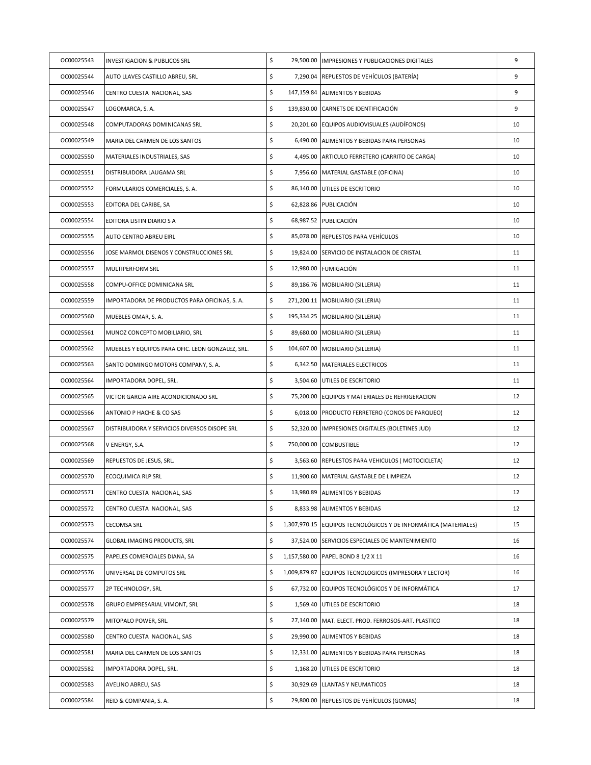| | | | | |
|---|---|---|---|---|
| OC00025543 | INVESTIGACION & PUBLICOS SRL | $ 29,500.00 | IMPRESIONES Y PUBLICACIONES DIGITALES | 9 |
| OC00025544 | AUTO LLAVES CASTILLO ABREU, SRL | $ 7,290.04 | REPUESTOS DE VEHÍCULOS (BATERÍA) | 9 |
| OC00025546 | CENTRO CUESTA NACIONAL, SAS | $ 147,159.84 | ALIMENTOS Y BEBIDAS | 9 |
| OC00025547 | LOGOMARCA, S. A. | $ 139,830.00 | CARNETS DE IDENTIFICACIÓN | 9 |
| OC00025548 | COMPUTADORAS DOMINICANAS SRL | $ 20,201.60 | EQUIPOS AUDIOVISUALES (AUDÍFONOS) | 10 |
| OC00025549 | MARIA DEL CARMEN DE LOS SANTOS | $ 6,490.00 | ALIMENTOS Y BEBIDAS PARA PERSONAS | 10 |
| OC00025550 | MATERIALES INDUSTRIALES, SAS | $ 4,495.00 | ARTICULO FERRETERO (CARRITO DE CARGA) | 10 |
| OC00025551 | DISTRIBUIDORA LAUGAMA SRL | $ 7,956.60 | MATERIAL GASTABLE (OFICINA) | 10 |
| OC00025552 | FORMULARIOS COMERCIALES, S. A. | $ 86,140.00 | UTILES DE ESCRITORIO | 10 |
| OC00025553 | EDITORA DEL CARIBE, SA | $ 62,828.86 | PUBLICACIÓN | 10 |
| OC00025554 | EDITORA LISTIN DIARIO S A | $ 68,987.52 | PUBLICACIÓN | 10 |
| OC00025555 | AUTO CENTRO ABREU EIRL | $ 85,078.00 | REPUESTOS PARA VEHÍCULOS | 10 |
| OC00025556 | JOSE MARMOL DISENOS Y CONSTRUCCIONES SRL | $ 19,824.00 | SERVICIO DE INSTALACION DE CRISTAL | 11 |
| OC00025557 | MULTIPERFORM SRL | $ 12,980.00 | FUMIGACIÓN | 11 |
| OC00025558 | COMPU-OFFICE DOMINICANA SRL | $ 89,186.76 | MOBILIARIO (SILLERIA) | 11 |
| OC00025559 | IMPORTADORA DE PRODUCTOS PARA OFICINAS, S. A. | $ 271,200.11 | MOBILIARIO (SILLERIA) | 11 |
| OC00025560 | MUEBLES OMAR, S. A. | $ 195,334.25 | MOBILIARIO (SILLERIA) | 11 |
| OC00025561 | MUNOZ CONCEPTO MOBILIARIO, SRL | $ 89,680.00 | MOBILIARIO (SILLERIA) | 11 |
| OC00025562 | MUEBLES Y EQUIPOS PARA OFIC. LEON GONZALEZ, SRL. | $ 104,607.00 | MOBILIARIO (SILLERIA) | 11 |
| OC00025563 | SANTO DOMINGO MOTORS COMPANY, S. A. | $ 6,342.50 | MATERIALES ELECTRICOS | 11 |
| OC00025564 | IMPORTADORA DOPEL, SRL. | $ 3,504.60 | UTILES DE ESCRITORIO | 11 |
| OC00025565 | VICTOR GARCIA AIRE ACONDICIONADO SRL | $ 75,200.00 | EQUIPOS Y MATERIALES DE REFRIGERACION | 12 |
| OC00025566 | ANTONIO P HACHE & CO SAS | $ 6,018.00 | PRODUCTO FERRETERO (CONOS DE PARQUEO) | 12 |
| OC00025567 | DISTRIBUIDORA Y SERVICIOS DIVERSOS DISOPE SRL | $ 52,320.00 | IMPRESIONES DIGITALES (BOLETINES JUD) | 12 |
| OC00025568 | V ENERGY, S.A. | $ 750,000.00 | COMBUSTIBLE | 12 |
| OC00025569 | REPUESTOS DE JESUS, SRL. | $ 3,563.60 | REPUESTOS PARA VEHICULOS ( MOTOCICLETA) | 12 |
| OC00025570 | ECOQUIMICA RLP SRL | $ 11,900.60 | MATERIAL GASTABLE DE LIMPIEZA | 12 |
| OC00025571 | CENTRO CUESTA NACIONAL, SAS | $ 13,980.89 | ALIMENTOS Y BEBIDAS | 12 |
| OC00025572 | CENTRO CUESTA NACIONAL, SAS | $ 8,833.98 | ALIMENTOS Y BEBIDAS | 12 |
| OC00025573 | CECOMSA SRL | $ 1,307,970.15 | EQUIPOS TECNOLÓGICOS Y DE INFORMÁTICA (MATERIALES) | 15 |
| OC00025574 | GLOBAL IMAGING PRODUCTS, SRL | $ 37,524.00 | SERVICIOS ESPECIALES DE MANTENIMIENTO | 16 |
| OC00025575 | PAPELES COMERCIALES DIANA, SA | $ 1,157,580.00 | PAPEL BOND 8 1/2 X 11 | 16 |
| OC00025576 | UNIVERSAL DE COMPUTOS SRL | $ 1,009,879.87 | EQUIPOS TECNOLOGICOS (IMPRESORA Y LECTOR) | 16 |
| OC00025577 | 2P TECHNOLOGY, SRL | $ 67,732.00 | EQUIPOS TECNOLÓGICOS Y DE INFORMÁTICA | 17 |
| OC00025578 | GRUPO EMPRESARIAL VIMONT, SRL | $ 1,569.40 | UTILES DE ESCRITORIO | 18 |
| OC00025579 | MITOPALO POWER, SRL. | $ 27,140.00 | MAT. ELECT. PROD. FERROSOS-ART. PLASTICO | 18 |
| OC00025580 | CENTRO CUESTA NACIONAL, SAS | $ 29,990.00 | ALIMENTOS Y BEBIDAS | 18 |
| OC00025581 | MARIA DEL CARMEN DE LOS SANTOS | $ 12,331.00 | ALIMENTOS Y BEBIDAS PARA PERSONAS | 18 |
| OC00025582 | IMPORTADORA DOPEL, SRL. | $ 1,168.20 | UTILES DE ESCRITORIO | 18 |
| OC00025583 | AVELINO ABREU, SAS | $ 30,929.69 | LLANTAS Y NEUMATICOS | 18 |
| OC00025584 | REID & COMPANIA, S. A. | $ 29,800.00 | REPUESTOS DE VEHÍCULOS (GOMAS) | 18 |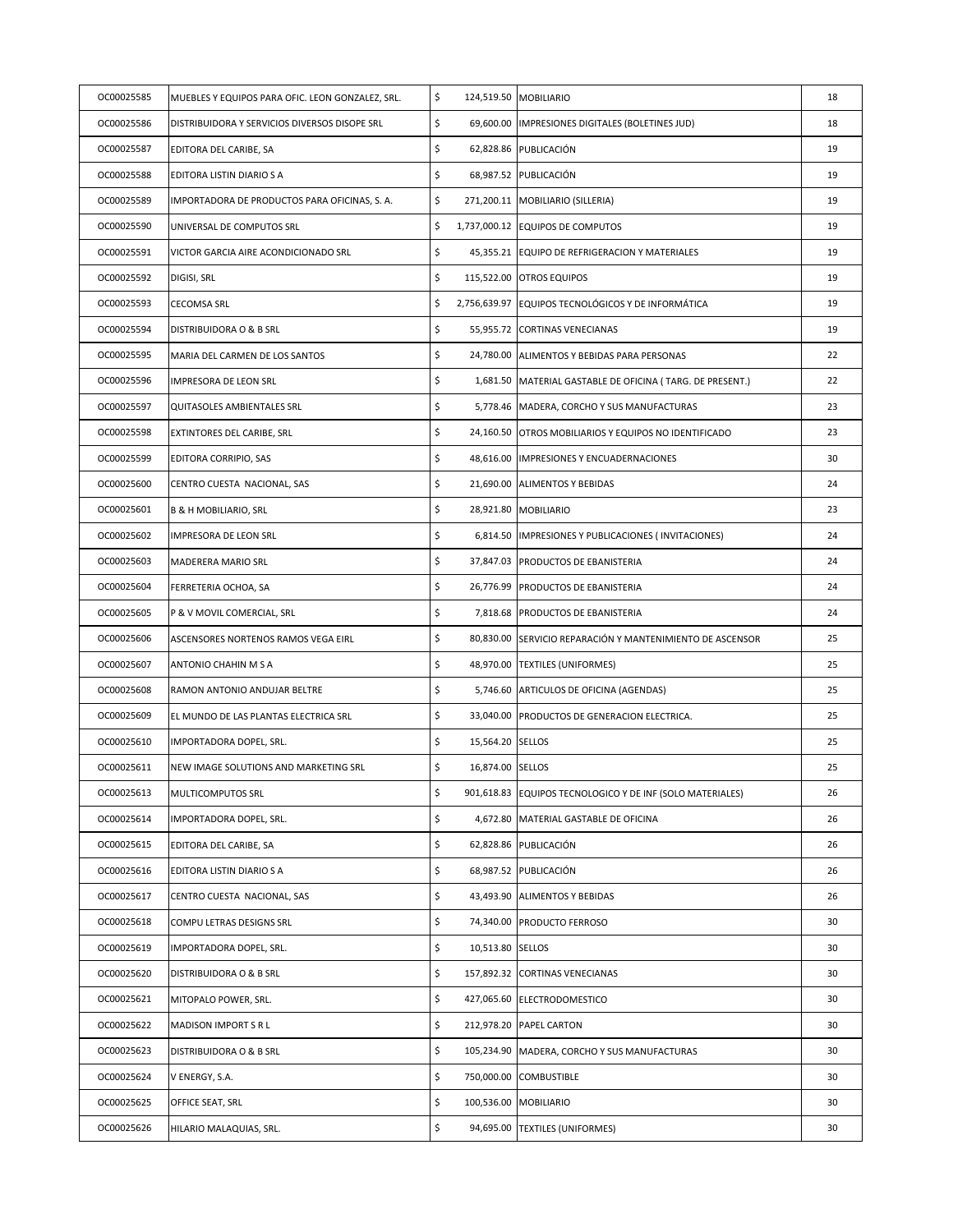| | | | | |
|---|---|---|---|---|
| OC00025585 | MUEBLES Y EQUIPOS PARA OFIC. LEON GONZALEZ, SRL. | $ 124,519.50 | MOBILIARIO | 18 |
| OC00025586 | DISTRIBUIDORA Y SERVICIOS DIVERSOS DISOPE SRL | $ 69,600.00 | IMPRESIONES DIGITALES (BOLETINES JUD) | 18 |
| OC00025587 | EDITORA DEL CARIBE, SA | $ 62,828.86 | PUBLICACIÓN | 19 |
| OC00025588 | EDITORA LISTIN DIARIO S A | $ 68,987.52 | PUBLICACIÓN | 19 |
| OC00025589 | IMPORTADORA DE PRODUCTOS PARA OFICINAS, S. A. | $ 271,200.11 | MOBILIARIO (SILLERIA) | 19 |
| OC00025590 | UNIVERSAL DE COMPUTOS SRL | $ 1,737,000.12 | EQUIPOS DE COMPUTOS | 19 |
| OC00025591 | VICTOR GARCIA AIRE ACONDICIONADO SRL | $ 45,355.21 | EQUIPO DE REFRIGERACION Y MATERIALES | 19 |
| OC00025592 | DIGISI, SRL | $ 115,522.00 | OTROS EQUIPOS | 19 |
| OC00025593 | CECOMSA SRL | $ 2,756,639.97 | EQUIPOS TECNOLÓGICOS Y DE INFORMÁTICA | 19 |
| OC00025594 | DISTRIBUIDORA O & B SRL | $ 55,955.72 | CORTINAS VENECIANAS | 19 |
| OC00025595 | MARIA DEL CARMEN DE LOS SANTOS | $ 24,780.00 | ALIMENTOS Y BEBIDAS PARA PERSONAS | 22 |
| OC00025596 | IMPRESORA DE LEON SRL | $ 1,681.50 | MATERIAL GASTABLE DE OFICINA ( TARG. DE PRESENT.) | 22 |
| OC00025597 | QUITASOLES AMBIENTALES SRL | $ 5,778.46 | MADERA, CORCHO Y SUS MANUFACTURAS | 23 |
| OC00025598 | EXTINTORES DEL CARIBE, SRL | $ 24,160.50 | OTROS MOBILIARIOS Y EQUIPOS NO IDENTIFICADO | 23 |
| OC00025599 | EDITORA CORRIPIO, SAS | $ 48,616.00 | IMPRESIONES Y ENCUADERNACIONES | 30 |
| OC00025600 | CENTRO CUESTA NACIONAL, SAS | $ 21,690.00 | ALIMENTOS Y BEBIDAS | 24 |
| OC00025601 | B & H MOBILIARIO, SRL | $ 28,921.80 | MOBILIARIO | 23 |
| OC00025602 | IMPRESORA DE LEON SRL | $ 6,814.50 | IMPRESIONES Y PUBLICACIONES ( INVITACIONES) | 24 |
| OC00025603 | MADERERA MARIO SRL | $ 37,847.03 | PRODUCTOS DE EBANISTERIA | 24 |
| OC00025604 | FERRETERIA OCHOA, SA | $ 26,776.99 | PRODUCTOS DE EBANISTERIA | 24 |
| OC00025605 | P & V MOVIL COMERCIAL, SRL | $ 7,818.68 | PRODUCTOS DE EBANISTERIA | 24 |
| OC00025606 | ASCENSORES NORTENOS RAMOS VEGA EIRL | $ 80,830.00 | SERVICIO REPARACIÓN Y MANTENIMIENTO DE ASCENSOR | 25 |
| OC00025607 | ANTONIO CHAHIN M S A | $ 48,970.00 | TEXTILES (UNIFORMES) | 25 |
| OC00025608 | RAMON ANTONIO ANDUJAR BELTRE | $ 5,746.60 | ARTICULOS DE OFICINA (AGENDAS) | 25 |
| OC00025609 | EL MUNDO DE LAS PLANTAS ELECTRICA SRL | $ 33,040.00 | PRODUCTOS DE GENERACION ELECTRICA. | 25 |
| OC00025610 | IMPORTADORA DOPEL, SRL. | $ 15,564.20 | SELLOS | 25 |
| OC00025611 | NEW IMAGE SOLUTIONS AND MARKETING SRL | $ 16,874.00 | SELLOS | 25 |
| OC00025613 | MULTICOMPUTOS SRL | $ 901,618.83 | EQUIPOS TECNOLOGICO Y DE INF (SOLO MATERIALES) | 26 |
| OC00025614 | IMPORTADORA DOPEL, SRL. | $ 4,672.80 | MATERIAL GASTABLE DE OFICINA | 26 |
| OC00025615 | EDITORA DEL CARIBE, SA | $ 62,828.86 | PUBLICACIÓN | 26 |
| OC00025616 | EDITORA LISTIN DIARIO S A | $ 68,987.52 | PUBLICACIÓN | 26 |
| OC00025617 | CENTRO CUESTA NACIONAL, SAS | $ 43,493.90 | ALIMENTOS Y BEBIDAS | 26 |
| OC00025618 | COMPU LETRAS DESIGNS SRL | $ 74,340.00 | PRODUCTO FERROSO | 30 |
| OC00025619 | IMPORTADORA DOPEL, SRL. | $ 10,513.80 | SELLOS | 30 |
| OC00025620 | DISTRIBUIDORA O & B SRL | $ 157,892.32 | CORTINAS VENECIANAS | 30 |
| OC00025621 | MITOPALO POWER, SRL. | $ 427,065.60 | ELECTRODOMESTICO | 30 |
| OC00025622 | MADISON IMPORT S R L | $ 212,978.20 | PAPEL CARTON | 30 |
| OC00025623 | DISTRIBUIDORA O & B SRL | $ 105,234.90 | MADERA, CORCHO Y SUS MANUFACTURAS | 30 |
| OC00025624 | V ENERGY, S.A. | $ 750,000.00 | COMBUSTIBLE | 30 |
| OC00025625 | OFFICE SEAT, SRL | $ 100,536.00 | MOBILIARIO | 30 |
| OC00025626 | HILARIO MALAQUIAS, SRL. | $ 94,695.00 | TEXTILES (UNIFORMES) | 30 |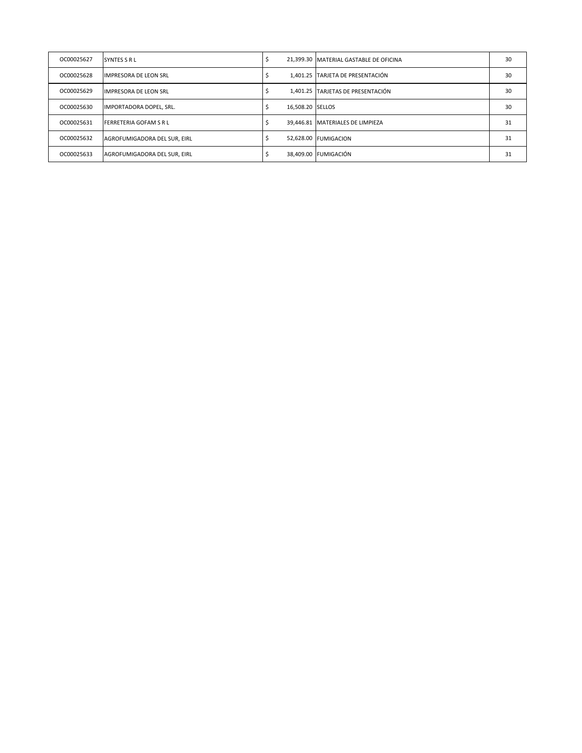| | | | | | |
|---|---|---|---|---|---|
| OC00025627 | SYNTES S R L | $ | 21,399.30 | MATERIAL GASTABLE DE OFICINA | 30 |
| OC00025628 | IMPRESORA DE LEON SRL | $ | 1,401.25 | TARJETA DE PRESENTACIÓN | 30 |
| OC00025629 | IMPRESORA DE LEON SRL | $ | 1,401.25 | TARJETAS DE PRESENTACIÓN | 30 |
| OC00025630 | IMPORTADORA DOPEL, SRL. | $ | 16,508.20 | SELLOS | 30 |
| OC00025631 | FERRETERIA GOFAM S R L | $ | 39,446.81 | MATERIALES DE LIMPIEZA | 31 |
| OC00025632 | AGROFUMIGADORA DEL SUR, EIRL | $ | 52,628.00 | FUMIGACION | 31 |
| OC00025633 | AGROFUMIGADORA DEL SUR, EIRL | $ | 38,409.00 | FUMIGACIÓN | 31 |